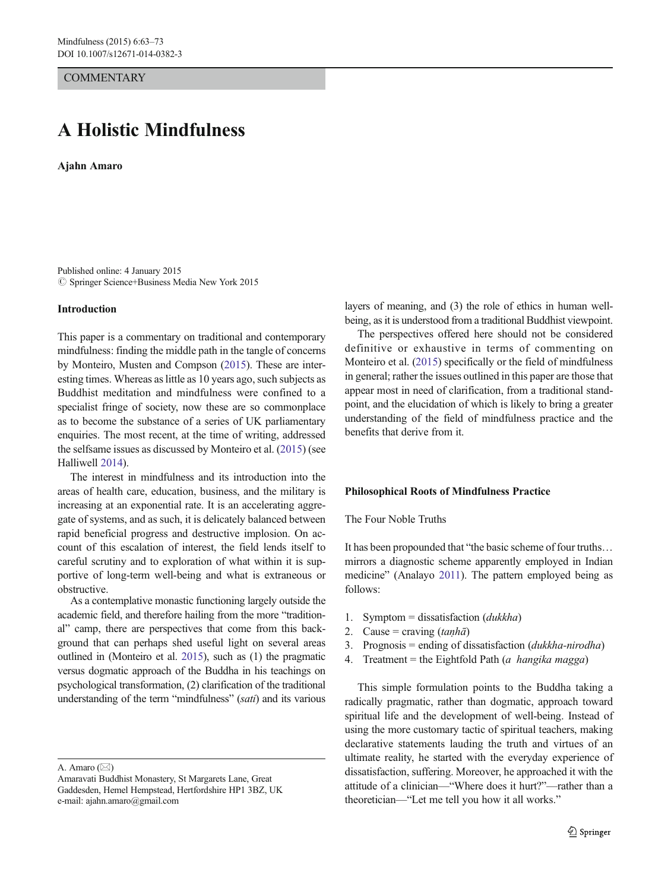COMMENTARY

# A Holistic Mindfulness

**Ajahn Amaro**

Published online: 4 January 2015
© Springer Science+Business Media New York 2015

A. Amaro (✉)
Amaravati Buddhist Monastery, St Margarets Lane, Great Gaddesden, Hemel Hempstead, Hertfordshire HP1 3BZ, UK
e-mail: ajahn.amaro@gmail.com

## Introduction

This paper is a commentary on traditional and contemporary mindfulness: finding the middle path in the tangle of concerns by Monteiro, Musten and Compson (2015). These are interesting times. Whereas as little as 10 years ago, such subjects as Buddhist meditation and mindfulness were confined to a specialist fringe of society, now these are so commonplace as to become the substance of a series of UK parliamentary enquiries. The most recent, at the time of writing, addressed the selfsame issues as discussed by Monteiro et al. (2015) (see Halliwell 2014).

The interest in mindfulness and its introduction into the areas of health care, education, business, and the military is increasing at an exponential rate. It is an accelerating aggregate of systems, and as such, it is delicately balanced between rapid beneficial progress and destructive implosion. On account of this escalation of interest, the field lends itself to careful scrutiny and to exploration of what within it is supportive of long-term well-being and what is extraneous or obstructive.

As a contemplative monastic functioning largely outside the academic field, and therefore hailing from the more "traditional" camp, there are perspectives that come from this background that can perhaps shed useful light on several areas outlined in (Monteiro et al. 2015), such as (1) the pragmatic versus dogmatic approach of the Buddha in his teachings on psychological transformation, (2) clarification of the traditional understanding of the term "mindfulness" (*sati*) and its various layers of meaning, and (3) the role of ethics in human well-being, as it is understood from a traditional Buddhist viewpoint.

The perspectives offered here should not be considered definitive or exhaustive in terms of commenting on Monteiro et al. (2015) specifically or the field of mindfulness in general; rather the issues outlined in this paper are those that appear most in need of clarification, from a traditional standpoint, and the elucidation of which is likely to bring a greater understanding of the field of mindfulness practice and the benefits that derive from it.

## Philosophical Roots of Mindfulness Practice

### The Four Noble Truths

It has been propounded that "the basic scheme of four truths… mirrors a diagnostic scheme apparently employed in Indian medicine" (Analayo 2011). The pattern employed being as follows:

1. Symptom = dissatisfaction (*dukkha*)
2. Cause = craving (*taṇhā*)
3. Prognosis = ending of dissatisfaction (*dukkha-nirodha*)
4. Treatment = the Eightfold Path (*a hangika magga*)

This simple formulation points to the Buddha taking a radically pragmatic, rather than dogmatic, approach toward spiritual life and the development of well-being. Instead of using the more customary tactic of spiritual teachers, making declarative statements lauding the truth and virtues of an ultimate reality, he started with the everyday experience of dissatisfaction, suffering. Moreover, he approached it with the attitude of a clinician—"Where does it hurt?"—rather than a theoretician—"Let me tell you how it all works."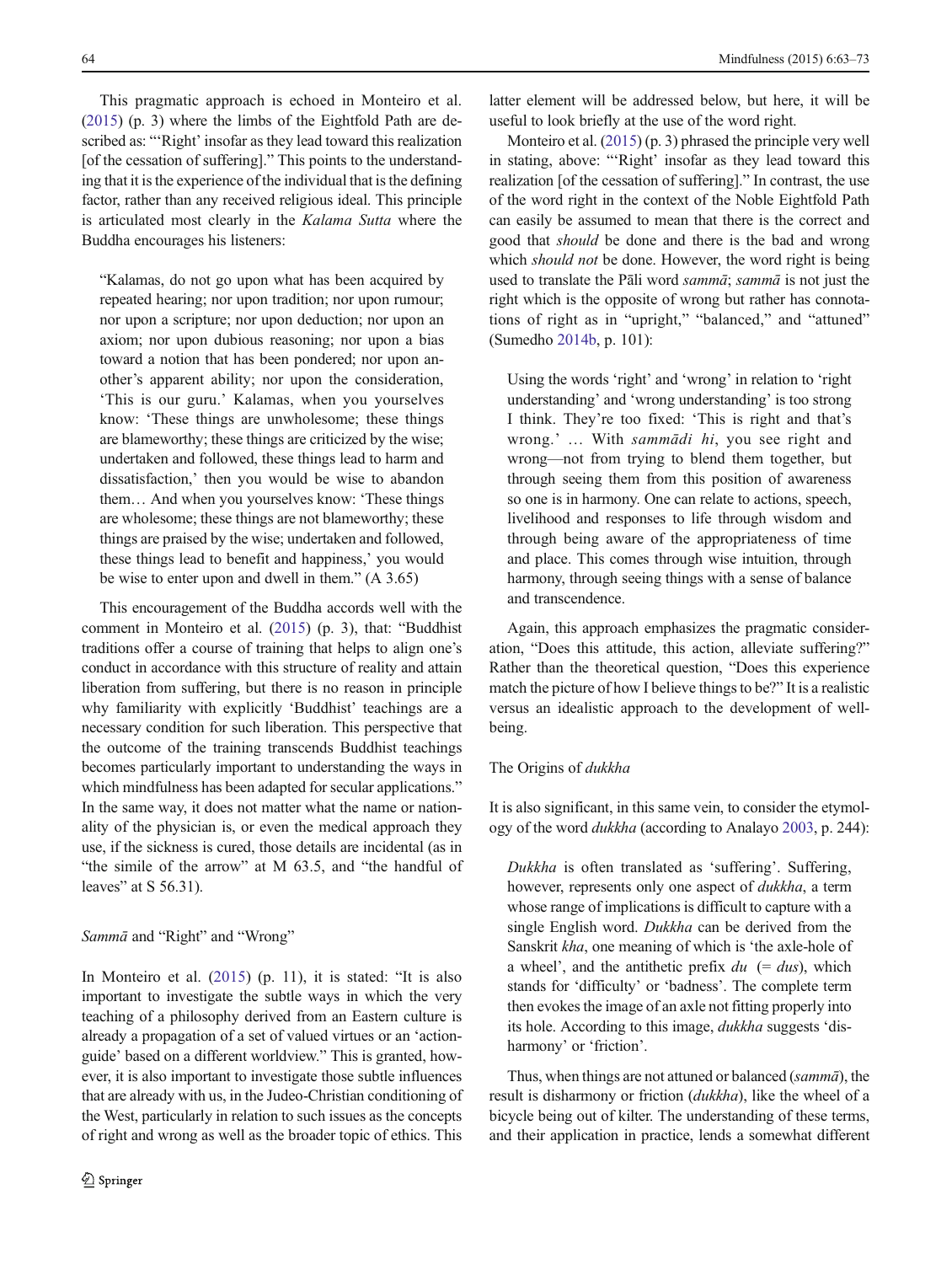This pragmatic approach is echoed in Monteiro et al. (2015) (p. 3) where the limbs of the Eightfold Path are described as: "'Right' insofar as they lead toward this realization [of the cessation of suffering]." This points to the understanding that it is the experience of the individual that is the defining factor, rather than any received religious ideal. This principle is articulated most clearly in the *Kalama Sutta* where the Buddha encourages his listeners:

> "Kalamas, do not go upon what has been acquired by repeated hearing; nor upon tradition; nor upon rumour; nor upon a scripture; nor upon deduction; nor upon an axiom; nor upon dubious reasoning; nor upon a bias toward a notion that has been pondered; nor upon another's apparent ability; nor upon the consideration, 'This is our guru.' Kalamas, when you yourselves know: 'These things are unwholesome; these things are blameworthy; these things are criticized by the wise; undertaken and followed, these things lead to harm and dissatisfaction,' then you would be wise to abandon them… And when you yourselves know: 'These things are wholesome; these things are not blameworthy; these things are praised by the wise; undertaken and followed, these things lead to benefit and happiness,' you would be wise to enter upon and dwell in them." (A 3.65)

This encouragement of the Buddha accords well with the comment in Monteiro et al. (2015) (p. 3), that: "Buddhist traditions offer a course of training that helps to align one's conduct in accordance with this structure of reality and attain liberation from suffering, but there is no reason in principle why familiarity with explicitly 'Buddhist' teachings are a necessary condition for such liberation. This perspective that the outcome of the training transcends Buddhist teachings becomes particularly important to understanding the ways in which mindfulness has been adapted for secular applications." In the same way, it does not matter what the name or nationality of the physician is, or even the medical approach they use, if the sickness is cured, those details are incidental (as in "the simile of the arrow" at M 63.5, and "the handful of leaves" at S 56.31).

## *Sammā* and "Right" and "Wrong"

In Monteiro et al. (2015) (p. 11), it is stated: "It is also important to investigate the subtle ways in which the very teaching of a philosophy derived from an Eastern culture is already a propagation of a set of valued virtues or an 'action-guide' based on a different worldview." This is granted, however, it is also important to investigate those subtle influences that are already with us, in the Judeo-Christian conditioning of the West, particularly in relation to such issues as the concepts of right and wrong as well as the broader topic of ethics. This latter element will be addressed below, but here, it will be useful to look briefly at the use of the word right.

Monteiro et al. (2015) (p. 3) phrased the principle very well in stating, above: "'Right' insofar as they lead toward this realization [of the cessation of suffering]." In contrast, the use of the word right in the context of the Noble Eightfold Path can easily be assumed to mean that there is the correct and good that *should* be done and there is the bad and wrong which *should not* be done. However, the word right is being used to translate the Pāli word *sammā*; *sammā* is not just the right which is the opposite of wrong but rather has connotations of right as in "upright," "balanced," and "attuned" (Sumedho 2014b, p. 101):

> Using the words 'right' and 'wrong' in relation to 'right understanding' and 'wrong understanding' is too strong I think. They're too fixed: 'This is right and that's wrong.' … With *sammādi hi*, you see right and wrong—not from trying to blend them together, but through seeing them from this position of awareness so one is in harmony. One can relate to actions, speech, livelihood and responses to life through wisdom and through being aware of the appropriateness of time and place. This comes through wise intuition, through harmony, through seeing things with a sense of balance and transcendence.

Again, this approach emphasizes the pragmatic consideration, "Does this attitude, this action, alleviate suffering?" Rather than the theoretical question, "Does this experience match the picture of how I believe things to be?" It is a realistic versus an idealistic approach to the development of well-being.

## The Origins of *dukkha*

It is also significant, in this same vein, to consider the etymology of the word *dukkha* (according to Analayo 2003, p. 244):

> *Dukkha* is often translated as 'suffering'. Suffering, however, represents only one aspect of *dukkha*, a term whose range of implications is difficult to capture with a single English word. *Dukkha* can be derived from the Sanskrit *kha*, one meaning of which is 'the axle-hole of a wheel', and the antithetic prefix *du* (= *dus*), which stands for 'difficulty' or 'badness'. The complete term then evokes the image of an axle not fitting properly into its hole. According to this image, *dukkha* suggests 'disharmony' or 'friction'.

Thus, when things are not attuned or balanced (*sammā*), the result is disharmony or friction (*dukkha*), like the wheel of a bicycle being out of kilter. The understanding of these terms, and their application in practice, lends a somewhat different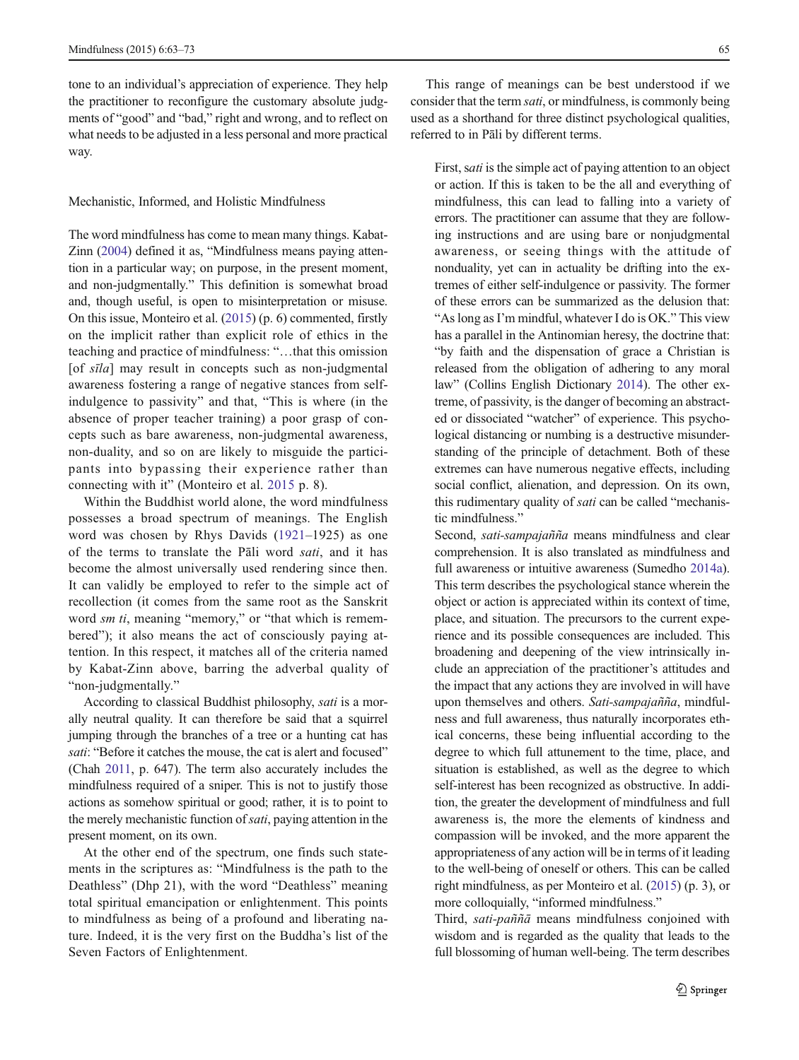tone to an individual's appreciation of experience. They help the practitioner to reconfigure the customary absolute judgments of "good" and "bad," right and wrong, and to reflect on what needs to be adjusted in a less personal and more practical way.

## Mechanistic, Informed, and Holistic Mindfulness

The word mindfulness has come to mean many things. Kabat-Zinn (2004) defined it as, "Mindfulness means paying attention in a particular way; on purpose, in the present moment, and non-judgmentally." This definition is somewhat broad and, though useful, is open to misinterpretation or misuse. On this issue, Monteiro et al. (2015) (p. 6) commented, firstly on the implicit rather than explicit role of ethics in the teaching and practice of mindfulness: "…that this omission [of *sīla*] may result in concepts such as non-judgmental awareness fostering a range of negative stances from self-indulgence to passivity" and that, "This is where (in the absence of proper teacher training) a poor grasp of concepts such as bare awareness, non-judgmental awareness, non-duality, and so on are likely to misguide the participants into bypassing their experience rather than connecting with it" (Monteiro et al. 2015 p. 8).

Within the Buddhist world alone, the word mindfulness possesses a broad spectrum of meanings. The English word was chosen by Rhys Davids (1921–1925) as one of the terms to translate the Pāli word *sati*, and it has become the almost universally used rendering since then. It can validly be employed to refer to the simple act of recollection (it comes from the same root as the Sanskrit word *sm ti*, meaning "memory," or "that which is remembered"); it also means the act of consciously paying attention. In this respect, it matches all of the criteria named by Kabat-Zinn above, barring the adverbal quality of "non-judgmentally."

According to classical Buddhist philosophy, *sati* is a morally neutral quality. It can therefore be said that a squirrel jumping through the branches of a tree or a hunting cat has *sati*: "Before it catches the mouse, the cat is alert and focused" (Chah 2011, p. 647). The term also accurately includes the mindfulness required of a sniper. This is not to justify those actions as somehow spiritual or good; rather, it is to point to the merely mechanistic function of *sati*, paying attention in the present moment, on its own.

At the other end of the spectrum, one finds such statements in the scriptures as: "Mindfulness is the path to the Deathless" (Dhp 21), with the word "Deathless" meaning total spiritual emancipation or enlightenment. This points to mindfulness as being of a profound and liberating nature. Indeed, it is the very first on the Buddha's list of the Seven Factors of Enlightenment.

This range of meanings can be best understood if we consider that the term *sati*, or mindfulness, is commonly being used as a shorthand for three distinct psychological qualities, referred to in Pāli by different terms.

> First, *sati* is the simple act of paying attention to an object or action. If this is taken to be the all and everything of mindfulness, this can lead to falling into a variety of errors. The practitioner can assume that they are following instructions and are using bare or nonjudgmental awareness, or seeing things with the attitude of nonduality, yet can in actuality be drifting into the extremes of either self-indulgence or passivity. The former of these errors can be summarized as the delusion that: "As long as I'm mindful, whatever I do is OK." This view has a parallel in the Antinomian heresy, the doctrine that: "by faith and the dispensation of grace a Christian is released from the obligation of adhering to any moral law" (Collins English Dictionary 2014). The other extreme, of passivity, is the danger of becoming an abstracted or dissociated "watcher" of experience. This psychological distancing or numbing is a destructive misunderstanding of the principle of detachment. Both of these extremes can have numerous negative effects, including social conflict, alienation, and depression. On its own, this rudimentary quality of *sati* can be called "mechanistic mindfulness."
>
> Second, *sati-sampajañña* means mindfulness and clear comprehension. It is also translated as mindfulness and full awareness or intuitive awareness (Sumedho 2014a). This term describes the psychological stance wherein the object or action is appreciated within its context of time, place, and situation. The precursors to the current experience and its possible consequences are included. This broadening and deepening of the view intrinsically include an appreciation of the practitioner's attitudes and the impact that any actions they are involved in will have upon themselves and others. *Sati-sampajañña*, mindfulness and full awareness, thus naturally incorporates ethical concerns, these being influential according to the degree to which full attunement to the time, place, and situation is established, as well as the degree to which self-interest has been recognized as obstructive. In addition, the greater the development of mindfulness and full awareness is, the more the elements of kindness and compassion will be invoked, and the more apparent the appropriateness of any action will be in terms of it leading to the well-being of oneself or others. This can be called right mindfulness, as per Monteiro et al. (2015) (p. 3), or more colloquially, "informed mindfulness."
>
> Third, *sati-paññā* means mindfulness conjoined with wisdom and is regarded as the quality that leads to the full blossoming of human well-being. The term describes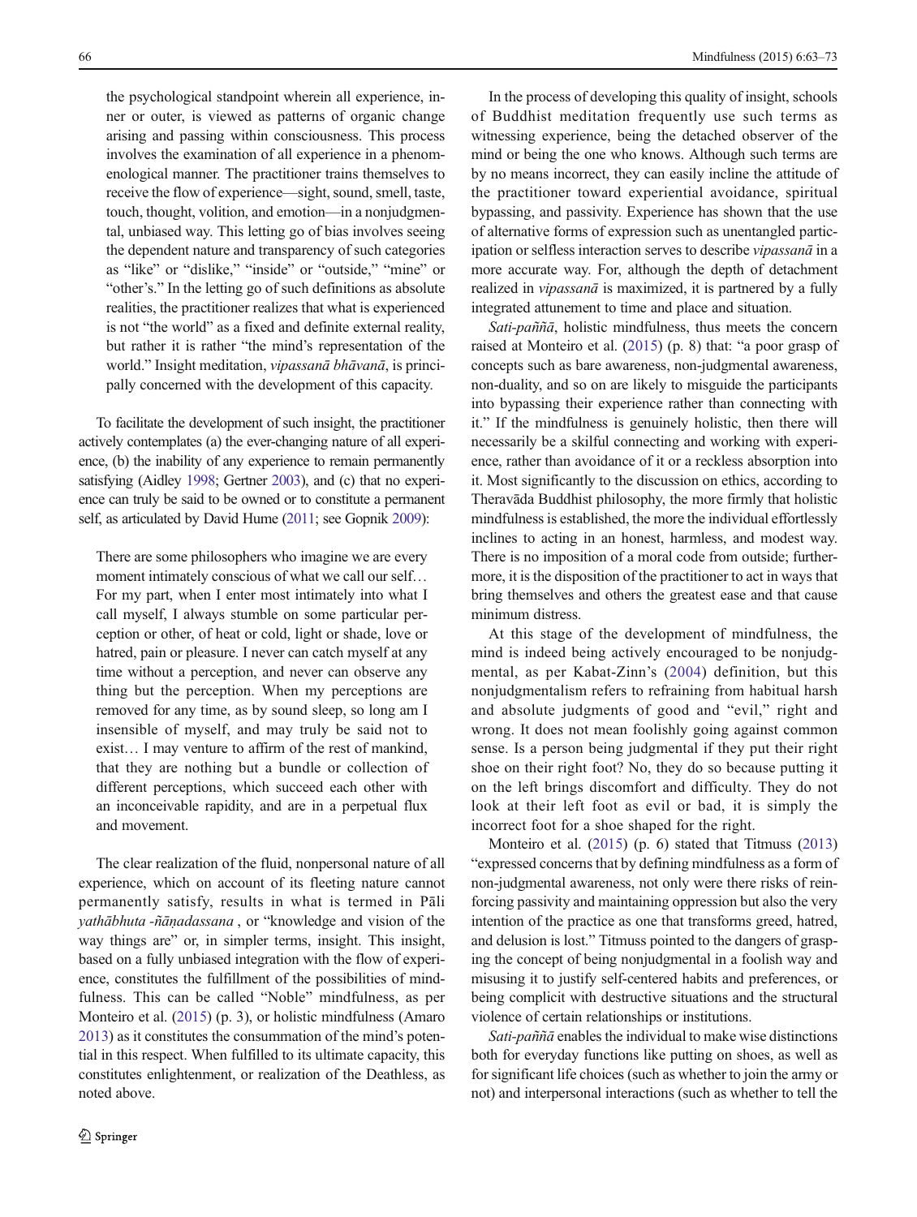> the psychological standpoint wherein all experience, inner or outer, is viewed as patterns of organic change arising and passing within consciousness. This process involves the examination of all experience in a phenomenological manner. The practitioner trains themselves to receive the flow of experience—sight, sound, smell, taste, touch, thought, volition, and emotion—in a nonjudgmental, unbiased way. This letting go of bias involves seeing the dependent nature and transparency of such categories as "like" or "dislike," "inside" or "outside," "mine" or "other's." In the letting go of such definitions as absolute realities, the practitioner realizes that what is experienced is not "the world" as a fixed and definite external reality, but rather it is rather "the mind's representation of the world." Insight meditation, *vipassanā bhāvanā*, is principally concerned with the development of this capacity.

To facilitate the development of such insight, the practitioner actively contemplates (a) the ever-changing nature of all experience, (b) the inability of any experience to remain permanently satisfying (Aidley 1998; Gertner 2003), and (c) that no experience can truly be said to be owned or to constitute a permanent self, as articulated by David Hume (2011; see Gopnik 2009):

> There are some philosophers who imagine we are every moment intimately conscious of what we call our self… For my part, when I enter most intimately into what I call myself, I always stumble on some particular perception or other, of heat or cold, light or shade, love or hatred, pain or pleasure. I never can catch myself at any time without a perception, and never can observe any thing but the perception. When my perceptions are removed for any time, as by sound sleep, so long am I insensible of myself, and may truly be said not to exist… I may venture to affirm of the rest of mankind, that they are nothing but a bundle or collection of different perceptions, which succeed each other with an inconceivable rapidity, and are in a perpetual flux and movement.

The clear realization of the fluid, nonpersonal nature of all experience, which on account of its fleeting nature cannot permanently satisfy, results in what is termed in Pāli *yathābhuta -ñāṇadassana* , or "knowledge and vision of the way things are" or, in simpler terms, insight. This insight, based on a fully unbiased integration with the flow of experience, constitutes the fulfillment of the possibilities of mindfulness. This can be called "Noble" mindfulness, as per Monteiro et al. (2015) (p. 3), or holistic mindfulness (Amaro 2013) as it constitutes the consummation of the mind's potential in this respect. When fulfilled to its ultimate capacity, this constitutes enlightenment, or realization of the Deathless, as noted above.

In the process of developing this quality of insight, schools of Buddhist meditation frequently use such terms as witnessing experience, being the detached observer of the mind or being the one who knows. Although such terms are by no means incorrect, they can easily incline the attitude of the practitioner toward experiential avoidance, spiritual bypassing, and passivity. Experience has shown that the use of alternative forms of expression such as unentangled participation or selfless interaction serves to describe *vipassanā* in a more accurate way. For, although the depth of detachment realized in *vipassanā* is maximized, it is partnered by a fully integrated attunement to time and place and situation.

*Sati-paññā*, holistic mindfulness, thus meets the concern raised at Monteiro et al. (2015) (p. 8) that: "a poor grasp of concepts such as bare awareness, non-judgmental awareness, non-duality, and so on are likely to misguide the participants into bypassing their experience rather than connecting with it." If the mindfulness is genuinely holistic, then there will necessarily be a skilful connecting and working with experience, rather than avoidance of it or a reckless absorption into it. Most significantly to the discussion on ethics, according to Theravāda Buddhist philosophy, the more firmly that holistic mindfulness is established, the more the individual effortlessly inclines to acting in an honest, harmless, and modest way. There is no imposition of a moral code from outside; furthermore, it is the disposition of the practitioner to act in ways that bring themselves and others the greatest ease and that cause minimum distress.

At this stage of the development of mindfulness, the mind is indeed being actively encouraged to be nonjudgmental, as per Kabat-Zinn's (2004) definition, but this nonjudgmentalism refers to refraining from habitual harsh and absolute judgments of good and "evil," right and wrong. It does not mean foolishly going against common sense. Is a person being judgmental if they put their right shoe on their right foot? No, they do so because putting it on the left brings discomfort and difficulty. They do not look at their left foot as evil or bad, it is simply the incorrect foot for a shoe shaped for the right.

Monteiro et al. (2015) (p. 6) stated that Titmuss (2013) "expressed concerns that by defining mindfulness as a form of non-judgmental awareness, not only were there risks of reinforcing passivity and maintaining oppression but also the very intention of the practice as one that transforms greed, hatred, and delusion is lost." Titmuss pointed to the dangers of grasping the concept of being nonjudgmental in a foolish way and misusing it to justify self-centered habits and preferences, or being complicit with destructive situations and the structural violence of certain relationships or institutions.

*Sati-paññā* enables the individual to make wise distinctions both for everyday functions like putting on shoes, as well as for significant life choices (such as whether to join the army or not) and interpersonal interactions (such as whether to tell the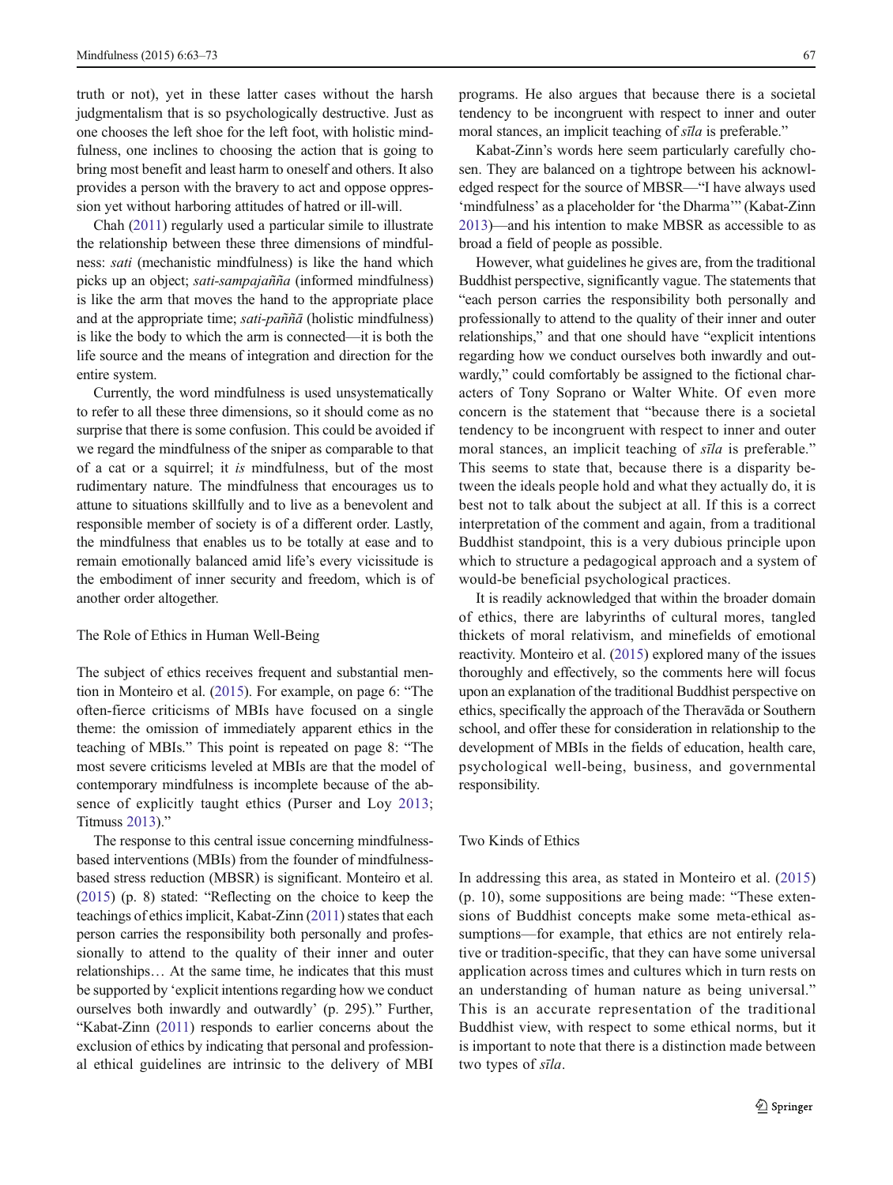truth or not), yet in these latter cases without the harsh judgmentalism that is so psychologically destructive. Just as one chooses the left shoe for the left foot, with holistic mindfulness, one inclines to choosing the action that is going to bring most benefit and least harm to oneself and others. It also provides a person with the bravery to act and oppose oppression yet without harboring attitudes of hatred or ill-will.

Chah (2011) regularly used a particular simile to illustrate the relationship between these three dimensions of mindfulness: *sati* (mechanistic mindfulness) is like the hand which picks up an object; *sati-sampajañña* (informed mindfulness) is like the arm that moves the hand to the appropriate place and at the appropriate time; *sati-paññā* (holistic mindfulness) is like the body to which the arm is connected—it is both the life source and the means of integration and direction for the entire system.

Currently, the word mindfulness is used unsystematically to refer to all these three dimensions, so it should come as no surprise that there is some confusion. This could be avoided if we regard the mindfulness of the sniper as comparable to that of a cat or a squirrel; it *is* mindfulness, but of the most rudimentary nature. The mindfulness that encourages us to attune to situations skillfully and to live as a benevolent and responsible member of society is of a different order. Lastly, the mindfulness that enables us to be totally at ease and to remain emotionally balanced amid life's every vicissitude is the embodiment of inner security and freedom, which is of another order altogether.

## The Role of Ethics in Human Well-Being

The subject of ethics receives frequent and substantial mention in Monteiro et al. (2015). For example, on page 6: "The often-fierce criticisms of MBIs have focused on a single theme: the omission of immediately apparent ethics in the teaching of MBIs." This point is repeated on page 8: "The most severe criticisms leveled at MBIs are that the model of contemporary mindfulness is incomplete because of the absence of explicitly taught ethics (Purser and Loy 2013; Titmuss 2013)."

The response to this central issue concerning mindfulness-based interventions (MBIs) from the founder of mindfulness-based stress reduction (MBSR) is significant. Monteiro et al. (2015) (p. 8) stated: "Reflecting on the choice to keep the teachings of ethics implicit, Kabat-Zinn (2011) states that each person carries the responsibility both personally and professionally to attend to the quality of their inner and outer relationships… At the same time, he indicates that this must be supported by 'explicit intentions regarding how we conduct ourselves both inwardly and outwardly' (p. 295)." Further, "Kabat-Zinn (2011) responds to earlier concerns about the exclusion of ethics by indicating that personal and professional ethical guidelines are intrinsic to the delivery of MBI programs. He also argues that because there is a societal tendency to be incongruent with respect to inner and outer moral stances, an implicit teaching of *sīla* is preferable."

Kabat-Zinn's words here seem particularly carefully chosen. They are balanced on a tightrope between his acknowledged respect for the source of MBSR—"I have always used 'mindfulness' as a placeholder for 'the Dharma'" (Kabat-Zinn 2013)—and his intention to make MBSR as accessible to as broad a field of people as possible.

However, what guidelines he gives are, from the traditional Buddhist perspective, significantly vague. The statements that "each person carries the responsibility both personally and professionally to attend to the quality of their inner and outer relationships," and that one should have "explicit intentions regarding how we conduct ourselves both inwardly and outwardly," could comfortably be assigned to the fictional characters of Tony Soprano or Walter White. Of even more concern is the statement that "because there is a societal tendency to be incongruent with respect to inner and outer moral stances, an implicit teaching of *sīla* is preferable." This seems to state that, because there is a disparity between the ideals people hold and what they actually do, it is best not to talk about the subject at all. If this is a correct interpretation of the comment and again, from a traditional Buddhist standpoint, this is a very dubious principle upon which to structure a pedagogical approach and a system of would-be beneficial psychological practices.

It is readily acknowledged that within the broader domain of ethics, there are labyrinths of cultural mores, tangled thickets of moral relativism, and minefields of emotional reactivity. Monteiro et al. (2015) explored many of the issues thoroughly and effectively, so the comments here will focus upon an explanation of the traditional Buddhist perspective on ethics, specifically the approach of the Theravāda or Southern school, and offer these for consideration in relationship to the development of MBIs in the fields of education, health care, psychological well-being, business, and governmental responsibility.

## Two Kinds of Ethics

In addressing this area, as stated in Monteiro et al. (2015) (p. 10), some suppositions are being made: "These extensions of Buddhist concepts make some meta-ethical assumptions—for example, that ethics are not entirely relative or tradition-specific, that they can have some universal application across times and cultures which in turn rests on an understanding of human nature as being universal." This is an accurate representation of the traditional Buddhist view, with respect to some ethical norms, but it is important to note that there is a distinction made between two types of *sīla*.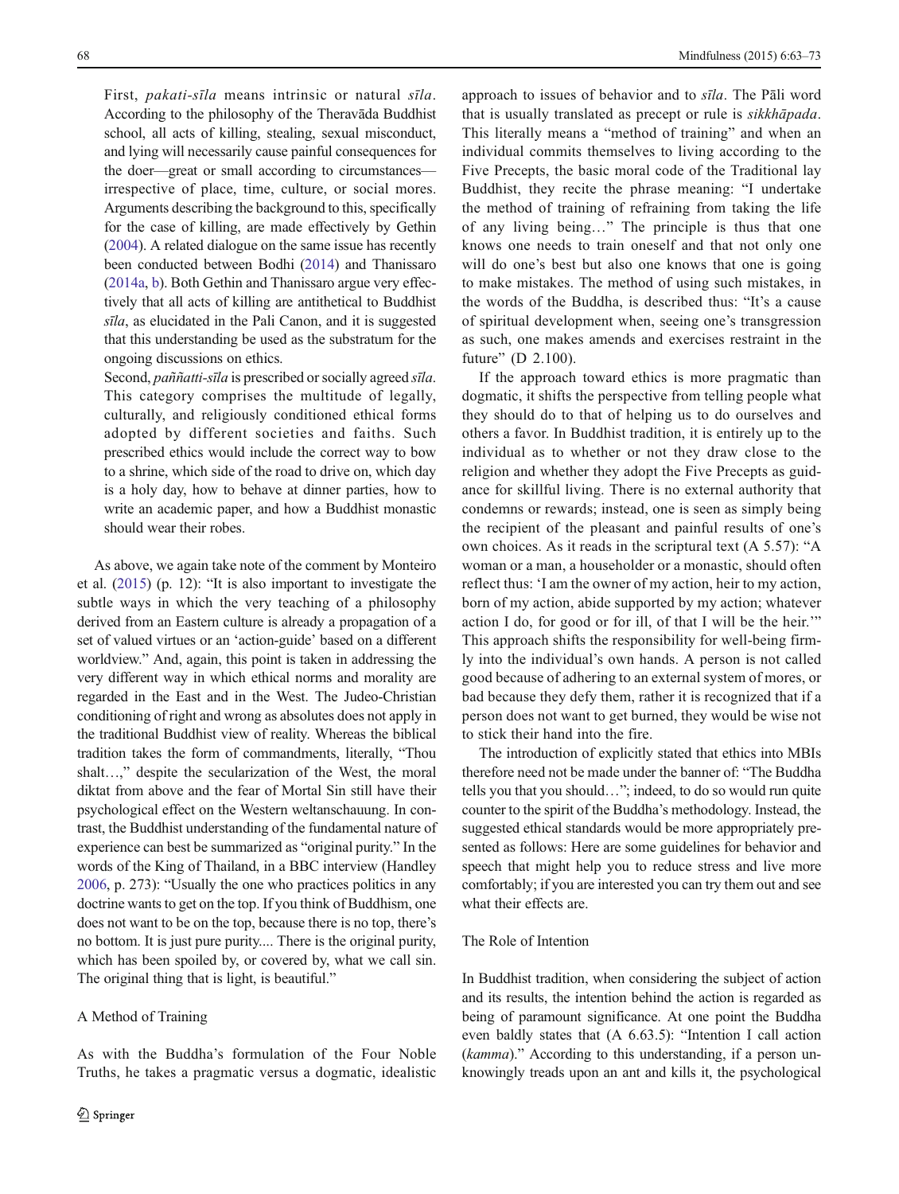First, *pakati-sīla* means intrinsic or natural *sīla*. According to the philosophy of the Theravāda Buddhist school, all acts of killing, stealing, sexual misconduct, and lying will necessarily cause painful consequences for the doer—great or small according to circumstances—irrespective of place, time, culture, or social mores. Arguments describing the background to this, specifically for the case of killing, are made effectively by Gethin (2004). A related dialogue on the same issue has recently been conducted between Bodhi (2014) and Thanissaro (2014a, b). Both Gethin and Thanissaro argue very effectively that all acts of killing are antithetical to Buddhist *sīla*, as elucidated in the Pali Canon, and it is suggested that this understanding be used as the substratum for the ongoing discussions on ethics.

Second, *paññatti-sīla* is prescribed or socially agreed *sīla*. This category comprises the multitude of legally, culturally, and religiously conditioned ethical forms adopted by different societies and faiths. Such prescribed ethics would include the correct way to bow to a shrine, which side of the road to drive on, which day is a holy day, how to behave at dinner parties, how to write an academic paper, and how a Buddhist monastic should wear their robes.

As above, we again take note of the comment by Monteiro et al. (2015) (p. 12): "It is also important to investigate the subtle ways in which the very teaching of a philosophy derived from an Eastern culture is already a propagation of a set of valued virtues or an 'action-guide' based on a different worldview." And, again, this point is taken in addressing the very different way in which ethical norms and morality are regarded in the East and in the West. The Judeo-Christian conditioning of right and wrong as absolutes does not apply in the traditional Buddhist view of reality. Whereas the biblical tradition takes the form of commandments, literally, "Thou shalt…," despite the secularization of the West, the moral diktat from above and the fear of Mortal Sin still have their psychological effect on the Western weltanschauung. In contrast, the Buddhist understanding of the fundamental nature of experience can best be summarized as "original purity." In the words of the King of Thailand, in a BBC interview (Handley 2006, p. 273): "Usually the one who practices politics in any doctrine wants to get on the top. If you think of Buddhism, one does not want to be on the top, because there is no top, there's no bottom. It is just pure purity.... There is the original purity, which has been spoiled by, or covered by, what we call sin. The original thing that is light, is beautiful."

## A Method of Training

As with the Buddha's formulation of the Four Noble Truths, he takes a pragmatic versus a dogmatic, idealistic approach to issues of behavior and to *sīla*. The Pāli word that is usually translated as precept or rule is *sikkhāpada*. This literally means a "method of training" and when an individual commits themselves to living according to the Five Precepts, the basic moral code of the Traditional lay Buddhist, they recite the phrase meaning: "I undertake the method of training of refraining from taking the life of any living being…" The principle is thus that one knows one needs to train oneself and that not only one will do one's best but also one knows that one is going to make mistakes. The method of using such mistakes, in the words of the Buddha, is described thus: "It's a cause of spiritual development when, seeing one's transgression as such, one makes amends and exercises restraint in the future" (D 2.100).

If the approach toward ethics is more pragmatic than dogmatic, it shifts the perspective from telling people what they should do to that of helping us to do ourselves and others a favor. In Buddhist tradition, it is entirely up to the individual as to whether or not they draw close to the religion and whether they adopt the Five Precepts as guidance for skillful living. There is no external authority that condemns or rewards; instead, one is seen as simply being the recipient of the pleasant and painful results of one's own choices. As it reads in the scriptural text (A 5.57): "A woman or a man, a householder or a monastic, should often reflect thus: 'I am the owner of my action, heir to my action, born of my action, abide supported by my action; whatever action I do, for good or for ill, of that I will be the heir.'" This approach shifts the responsibility for well-being firmly into the individual's own hands. A person is not called good because of adhering to an external system of mores, or bad because they defy them, rather it is recognized that if a person does not want to get burned, they would be wise not to stick their hand into the fire.

The introduction of explicitly stated that ethics into MBIs therefore need not be made under the banner of: "The Buddha tells you that you should…"; indeed, to do so would run quite counter to the spirit of the Buddha's methodology. Instead, the suggested ethical standards would be more appropriately presented as follows: Here are some guidelines for behavior and speech that might help you to reduce stress and live more comfortably; if you are interested you can try them out and see what their effects are.

## The Role of Intention

In Buddhist tradition, when considering the subject of action and its results, the intention behind the action is regarded as being of paramount significance. At one point the Buddha even baldly states that (A 6.63.5): "Intention I call action (*kamma*)." According to this understanding, if a person unknowingly treads upon an ant and kills it, the psychological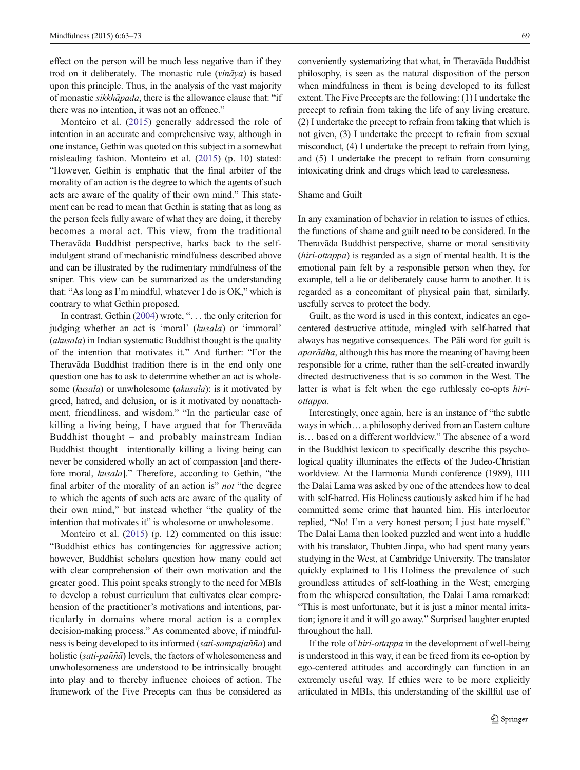effect on the person will be much less negative than if they trod on it deliberately. The monastic rule (*vināya*) is based upon this principle. Thus, in the analysis of the vast majority of monastic *sikkhāpada*, there is the allowance clause that: "if there was no intention, it was not an offence."

Monteiro et al. (2015) generally addressed the role of intention in an accurate and comprehensive way, although in one instance, Gethin was quoted on this subject in a somewhat misleading fashion. Monteiro et al. (2015) (p. 10) stated: "However, Gethin is emphatic that the final arbiter of the morality of an action is the degree to which the agents of such acts are aware of the quality of their own mind." This statement can be read to mean that Gethin is stating that as long as the person feels fully aware of what they are doing, it thereby becomes a moral act. This view, from the traditional Theravāda Buddhist perspective, harks back to the self-indulgent strand of mechanistic mindfulness described above and can be illustrated by the rudimentary mindfulness of the sniper. This view can be summarized as the understanding that: "As long as I'm mindful, whatever I do is OK," which is contrary to what Gethin proposed.

In contrast, Gethin (2004) wrote, ". . . the only criterion for judging whether an act is 'moral' (*kusala*) or 'immoral' (*akusala*) in Indian systematic Buddhist thought is the quality of the intention that motivates it." And further: "For the Theravāda Buddhist tradition there is in the end only one question one has to ask to determine whether an act is wholesome (*kusala*) or unwholesome (*akusala*): is it motivated by greed, hatred, and delusion, or is it motivated by nonattachment, friendliness, and wisdom." "In the particular case of killing a living being, I have argued that for Theravāda Buddhist thought – and probably mainstream Indian Buddhist thought—intentionally killing a living being can never be considered wholly an act of compassion [and therefore moral, *kusala*]." Therefore, according to Gethin, "the final arbiter of the morality of an action is" *not* "the degree to which the agents of such acts are aware of the quality of their own mind," but instead whether "the quality of the intention that motivates it" is wholesome or unwholesome.

Monteiro et al. (2015) (p. 12) commented on this issue: "Buddhist ethics has contingencies for aggressive action; however, Buddhist scholars question how many could act with clear comprehension of their own motivation and the greater good. This point speaks strongly to the need for MBIs to develop a robust curriculum that cultivates clear comprehension of the practitioner's motivations and intentions, particularly in domains where moral action is a complex decision-making process." As commented above, if mindfulness is being developed to its informed (*sati-sampajañña*) and holistic (*sati-paññā*) levels, the factors of wholesomeness and unwholesomeness are understood to be intrinsically brought into play and to thereby influence choices of action. The framework of the Five Precepts can thus be considered as conveniently systematizing that what, in Theravāda Buddhist philosophy, is seen as the natural disposition of the person when mindfulness in them is being developed to its fullest extent. The Five Precepts are the following: (1) I undertake the precept to refrain from taking the life of any living creature, (2) I undertake the precept to refrain from taking that which is not given, (3) I undertake the precept to refrain from sexual misconduct, (4) I undertake the precept to refrain from lying, and (5) I undertake the precept to refrain from consuming intoxicating drink and drugs which lead to carelessness.

## Shame and Guilt

In any examination of behavior in relation to issues of ethics, the functions of shame and guilt need to be considered. In the Theravāda Buddhist perspective, shame or moral sensitivity (*hiri-ottappa*) is regarded as a sign of mental health. It is the emotional pain felt by a responsible person when they, for example, tell a lie or deliberately cause harm to another. It is regarded as a concomitant of physical pain that, similarly, usefully serves to protect the body.

Guilt, as the word is used in this context, indicates an ego-centered destructive attitude, mingled with self-hatred that always has negative consequences. The Pāli word for guilt is *aparādha*, although this has more the meaning of having been responsible for a crime, rather than the self-created inwardly directed destructiveness that is so common in the West. The latter is what is felt when the ego ruthlessly co-opts *hiri-ottappa*.

Interestingly, once again, here is an instance of "the subtle ways in which… a philosophy derived from an Eastern culture is… based on a different worldview." The absence of a word in the Buddhist lexicon to specifically describe this psychological quality illuminates the effects of the Judeo-Christian worldview. At the Harmonia Mundi conference (1989), HH the Dalai Lama was asked by one of the attendees how to deal with self-hatred. His Holiness cautiously asked him if he had committed some crime that haunted him. His interlocutor replied, "No! I'm a very honest person; I just hate myself." The Dalai Lama then looked puzzled and went into a huddle with his translator, Thubten Jinpa, who had spent many years studying in the West, at Cambridge University. The translator quickly explained to His Holiness the prevalence of such groundless attitudes of self-loathing in the West; emerging from the whispered consultation, the Dalai Lama remarked: "This is most unfortunate, but it is just a minor mental irritation; ignore it and it will go away." Surprised laughter erupted throughout the hall.

If the role of *hiri-ottappa* in the development of well-being is understood in this way, it can be freed from its co-option by ego-centered attitudes and accordingly can function in an extremely useful way. If ethics were to be more explicitly articulated in MBIs, this understanding of the skillful use of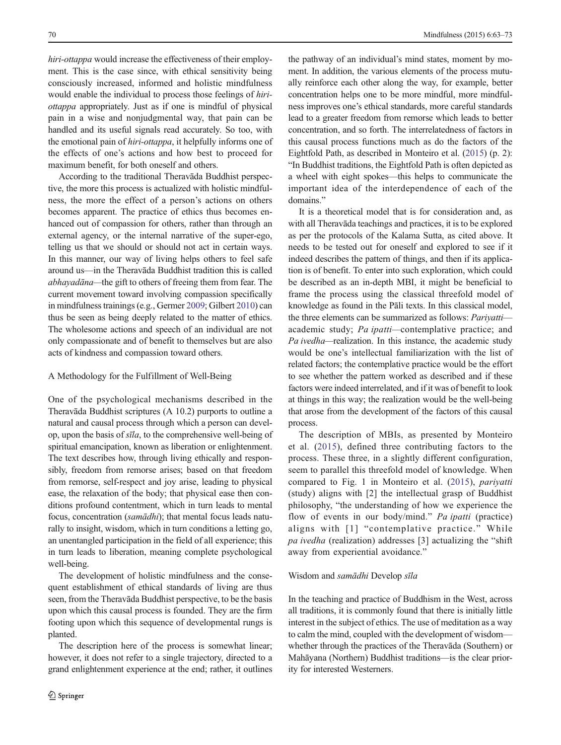*hiri-ottappa* would increase the effectiveness of their employment. This is the case since, with ethical sensitivity being consciously increased, informed and holistic mindfulness would enable the individual to process those feelings of *hiri-ottappa* appropriately. Just as if one is mindful of physical pain in a wise and nonjudgmental way, that pain can be handled and its useful signals read accurately. So too, with the emotional pain of *hiri-ottappa*, it helpfully informs one of the effects of one's actions and how best to proceed for maximum benefit, for both oneself and others.

According to the traditional Theravāda Buddhist perspective, the more this process is actualized with holistic mindfulness, the more the effect of a person's actions on others becomes apparent. The practice of ethics thus becomes enhanced out of compassion for others, rather than through an external agency, or the internal narrative of the super-ego, telling us that we should or should not act in certain ways. In this manner, our way of living helps others to feel safe around us—in the Theravāda Buddhist tradition this is called *abhayadāna*—the gift to others of freeing them from fear. The current movement toward involving compassion specifically in mindfulness trainings (e.g., Germer 2009; Gilbert 2010) can thus be seen as being deeply related to the matter of ethics. The wholesome actions and speech of an individual are not only compassionate and of benefit to themselves but are also acts of kindness and compassion toward others.

## A Methodology for the Fulfillment of Well-Being

One of the psychological mechanisms described in the Theravāda Buddhist scriptures (A 10.2) purports to outline a natural and causal process through which a person can develop, upon the basis of *sīla*, to the comprehensive well-being of spiritual emancipation, known as liberation or enlightenment. The text describes how, through living ethically and responsibly, freedom from remorse arises; based on that freedom from remorse, self-respect and joy arise, leading to physical ease, the relaxation of the body; that physical ease then conditions profound contentment, which in turn leads to mental focus, concentration (*samādhi*); that mental focus leads naturally to insight, wisdom, which in turn conditions a letting go, an unentangled participation in the field of all experience; this in turn leads to liberation, meaning complete psychological well-being.

The development of holistic mindfulness and the consequent establishment of ethical standards of living are thus seen, from the Theravāda Buddhist perspective, to be the basis upon which this causal process is founded. They are the firm footing upon which this sequence of developmental rungs is planted.

The description here of the process is somewhat linear; however, it does not refer to a single trajectory, directed to a grand enlightenment experience at the end; rather, it outlines the pathway of an individual's mind states, moment by moment. In addition, the various elements of the process mutually reinforce each other along the way, for example, better concentration helps one to be more mindful, more mindfulness improves one's ethical standards, more careful standards lead to a greater freedom from remorse which leads to better concentration, and so forth. The interrelatedness of factors in this causal process functions much as do the factors of the Eightfold Path, as described in Monteiro et al. (2015) (p. 2): "In Buddhist traditions, the Eightfold Path is often depicted as a wheel with eight spokes—this helps to communicate the important idea of the interdependence of each of the domains."

It is a theoretical model that is for consideration and, as with all Theravāda teachings and practices, it is to be explored as per the protocols of the Kalama Sutta, as cited above. It needs to be tested out for oneself and explored to see if it indeed describes the pattern of things, and then if its application is of benefit. To enter into such exploration, which could be described as an in-depth MBI, it might be beneficial to frame the process using the classical threefold model of knowledge as found in the Pāli texts. In this classical model, the three elements can be summarized as follows: *Pariyatti*—academic study; *Pa ipatti*—contemplative practice; and *Pa ivedha*—realization. In this instance, the academic study would be one's intellectual familiarization with the list of related factors; the contemplative practice would be the effort to see whether the pattern worked as described and if these factors were indeed interrelated, and if it was of benefit to look at things in this way; the realization would be the well-being that arose from the development of the factors of this causal process.

The description of MBIs, as presented by Monteiro et al. (2015), defined three contributing factors to the process. These three, in a slightly different configuration, seem to parallel this threefold model of knowledge. When compared to Fig. 1 in Monteiro et al. (2015), *pariyatti* (study) aligns with [2] the intellectual grasp of Buddhist philosophy, "the understanding of how we experience the flow of events in our body/mind." *Pa ipatti* (practice) aligns with [1] "contemplative practice." While *pa ivedha* (realization) addresses [3] actualizing the "shift away from experiential avoidance."

## Wisdom and *samādhi* Develop *sīla*

In the teaching and practice of Buddhism in the West, across all traditions, it is commonly found that there is initially little interest in the subject of ethics. The use of meditation as a way to calm the mind, coupled with the development of wisdom—whether through the practices of the Theravāda (Southern) or Mahāyana (Northern) Buddhist traditions—is the clear priority for interested Westerners.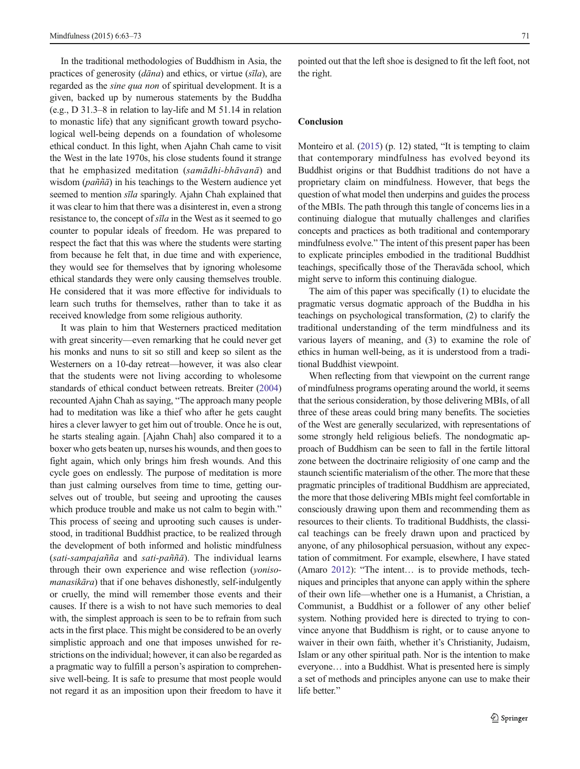In the traditional methodologies of Buddhism in Asia, the practices of generosity (*dāna*) and ethics, or virtue (*sīla*), are regarded as the *sine qua non* of spiritual development. It is a given, backed up by numerous statements by the Buddha (e.g., D 31.3–8 in relation to lay-life and M 51.14 in relation to monastic life) that any significant growth toward psychological well-being depends on a foundation of wholesome ethical conduct. In this light, when Ajahn Chah came to visit the West in the late 1970s, his close students found it strange that he emphasized meditation (*samādhi-bhāvanā*) and wisdom (*paññā*) in his teachings to the Western audience yet seemed to mention *sīla* sparingly. Ajahn Chah explained that it was clear to him that there was a disinterest in, even a strong resistance to, the concept of *sīla* in the West as it seemed to go counter to popular ideals of freedom. He was prepared to respect the fact that this was where the students were starting from because he felt that, in due time and with experience, they would see for themselves that by ignoring wholesome ethical standards they were only causing themselves trouble. He considered that it was more effective for individuals to learn such truths for themselves, rather than to take it as received knowledge from some religious authority.

It was plain to him that Westerners practiced meditation with great sincerity—even remarking that he could never get his monks and nuns to sit so still and keep so silent as the Westerners on a 10-day retreat—however, it was also clear that the students were not living according to wholesome standards of ethical conduct between retreats. Breiter (2004) recounted Ajahn Chah as saying, "The approach many people had to meditation was like a thief who after he gets caught hires a clever lawyer to get him out of trouble. Once he is out, he starts stealing again. [Ajahn Chah] also compared it to a boxer who gets beaten up, nurses his wounds, and then goes to fight again, which only brings him fresh wounds. And this cycle goes on endlessly. The purpose of meditation is more than just calming ourselves from time to time, getting ourselves out of trouble, but seeing and uprooting the causes which produce trouble and make us not calm to begin with." This process of seeing and uprooting such causes is understood, in traditional Buddhist practice, to be realized through the development of both informed and holistic mindfulness (*sati-sampajañña* and *sati-paññā*). The individual learns through their own experience and wise reflection (*yoniso-manasikāra*) that if one behaves dishonestly, self-indulgently or cruelly, the mind will remember those events and their causes. If there is a wish to not have such memories to deal with, the simplest approach is seen to be to refrain from such acts in the first place. This might be considered to be an overly simplistic approach and one that imposes unwished for restrictions on the individual; however, it can also be regarded as a pragmatic way to fulfill a person's aspiration to comprehensive well-being. It is safe to presume that most people would not regard it as an imposition upon their freedom to have it pointed out that the left shoe is designed to fit the left foot, not the right.

## Conclusion

Monteiro et al. (2015) (p. 12) stated, "It is tempting to claim that contemporary mindfulness has evolved beyond its Buddhist origins or that Buddhist traditions do not have a proprietary claim on mindfulness. However, that begs the question of what model then underpins and guides the process of the MBIs. The path through this tangle of concerns lies in a continuing dialogue that mutually challenges and clarifies concepts and practices as both traditional and contemporary mindfulness evolve." The intent of this present paper has been to explicate principles embodied in the traditional Buddhist teachings, specifically those of the Theravāda school, which might serve to inform this continuing dialogue.

The aim of this paper was specifically (1) to elucidate the pragmatic versus dogmatic approach of the Buddha in his teachings on psychological transformation, (2) to clarify the traditional understanding of the term mindfulness and its various layers of meaning, and (3) to examine the role of ethics in human well-being, as it is understood from a traditional Buddhist viewpoint.

When reflecting from that viewpoint on the current range of mindfulness programs operating around the world, it seems that the serious consideration, by those delivering MBIs, of all three of these areas could bring many benefits. The societies of the West are generally secularized, with representations of some strongly held religious beliefs. The nondogmatic approach of Buddhism can be seen to fall in the fertile littoral zone between the doctrinaire religiosity of one camp and the staunch scientific materialism of the other. The more that these pragmatic principles of traditional Buddhism are appreciated, the more that those delivering MBIs might feel comfortable in consciously drawing upon them and recommending them as resources to their clients. To traditional Buddhists, the classical teachings can be freely drawn upon and practiced by anyone, of any philosophical persuasion, without any expectation of commitment. For example, elsewhere, I have stated (Amaro 2012): "The intent… is to provide methods, techniques and principles that anyone can apply within the sphere of their own life—whether one is a Humanist, a Christian, a Communist, a Buddhist or a follower of any other belief system. Nothing provided here is directed to trying to convince anyone that Buddhism is right, or to cause anyone to waiver in their own faith, whether it's Christianity, Judaism, Islam or any other spiritual path. Nor is the intention to make everyone… into a Buddhist. What is presented here is simply a set of methods and principles anyone can use to make their life better."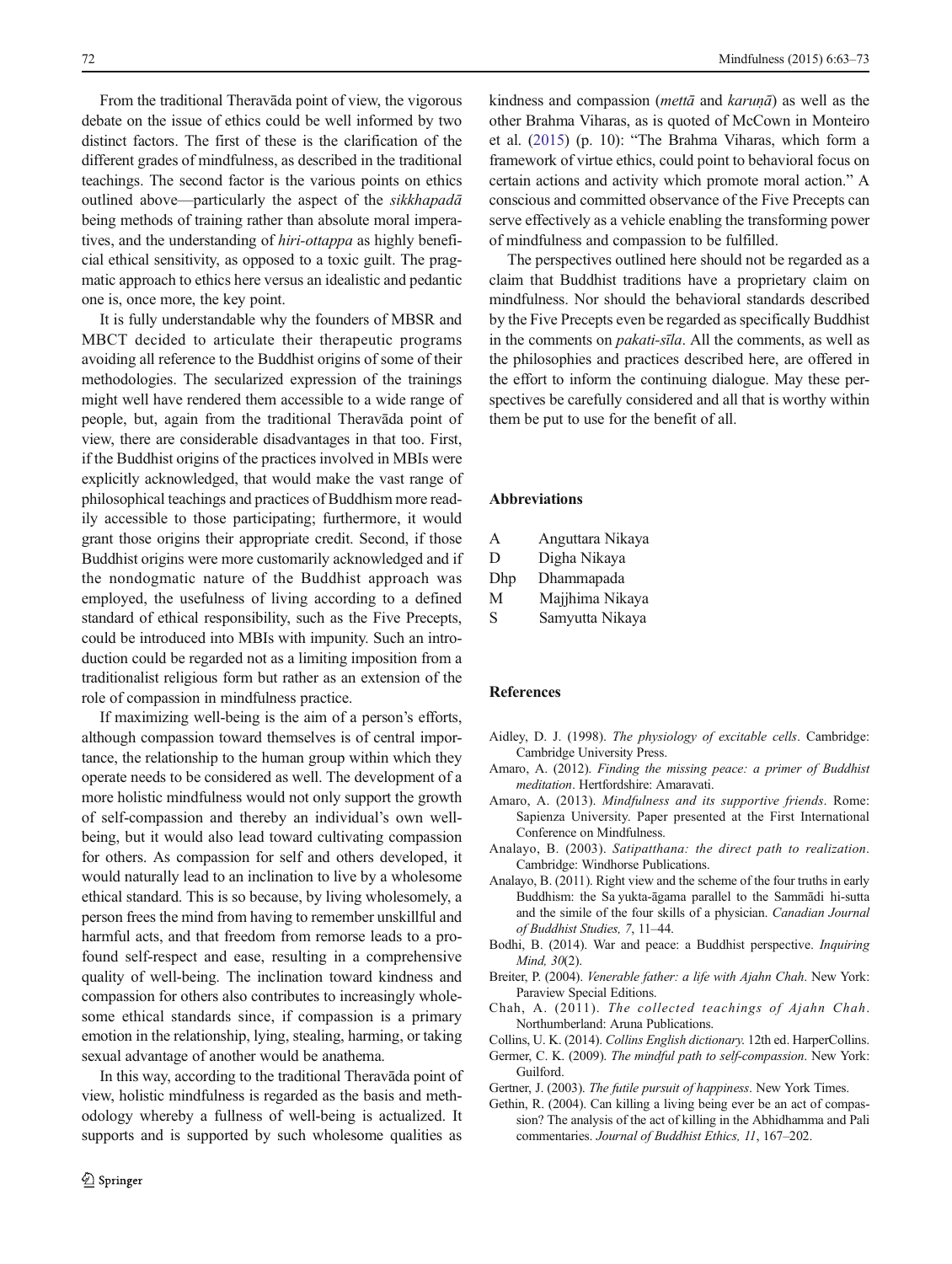From the traditional Theravāda point of view, the vigorous debate on the issue of ethics could be well informed by two distinct factors. The first of these is the clarification of the different grades of mindfulness, as described in the traditional teachings. The second factor is the various points on ethics outlined above—particularly the aspect of the *sikkhapadā* being methods of training rather than absolute moral imperatives, and the understanding of *hiri-ottappa* as highly beneficial ethical sensitivity, as opposed to a toxic guilt. The pragmatic approach to ethics here versus an idealistic and pedantic one is, once more, the key point.

It is fully understandable why the founders of MBSR and MBCT decided to articulate their therapeutic programs avoiding all reference to the Buddhist origins of some of their methodologies. The secularized expression of the trainings might well have rendered them accessible to a wide range of people, but, again from the traditional Theravāda point of view, there are considerable disadvantages in that too. First, if the Buddhist origins of the practices involved in MBIs were explicitly acknowledged, that would make the vast range of philosophical teachings and practices of Buddhism more readily accessible to those participating; furthermore, it would grant those origins their appropriate credit. Second, if those Buddhist origins were more customarily acknowledged and if the nondogmatic nature of the Buddhist approach was employed, the usefulness of living according to a defined standard of ethical responsibility, such as the Five Precepts, could be introduced into MBIs with impunity. Such an introduction could be regarded not as a limiting imposition from a traditionalist religious form but rather as an extension of the role of compassion in mindfulness practice.

If maximizing well-being is the aim of a person's efforts, although compassion toward themselves is of central importance, the relationship to the human group within which they operate needs to be considered as well. The development of a more holistic mindfulness would not only support the growth of self-compassion and thereby an individual's own well-being, but it would also lead toward cultivating compassion for others. As compassion for self and others developed, it would naturally lead to an inclination to live by a wholesome ethical standard. This is so because, by living wholesomely, a person frees the mind from having to remember unskillful and harmful acts, and that freedom from remorse leads to a profound self-respect and ease, resulting in a comprehensive quality of well-being. The inclination toward kindness and compassion for others also contributes to increasingly wholesome ethical standards since, if compassion is a primary emotion in the relationship, lying, stealing, harming, or taking sexual advantage of another would be anathema.

In this way, according to the traditional Theravāda point of view, holistic mindfulness is regarded as the basis and methodology whereby a fullness of well-being is actualized. It supports and is supported by such wholesome qualities as kindness and compassion (*mettā* and *karuṇā*) as well as the other Brahma Viharas, as is quoted of McCown in Monteiro et al. (2015) (p. 10): "The Brahma Viharas, which form a framework of virtue ethics, could point to behavioral focus on certain actions and activity which promote moral action." A conscious and committed observance of the Five Precepts can serve effectively as a vehicle enabling the transforming power of mindfulness and compassion to be fulfilled.

The perspectives outlined here should not be regarded as a claim that Buddhist traditions have a proprietary claim on mindfulness. Nor should the behavioral standards described by the Five Precepts even be regarded as specifically Buddhist in the comments on *pakati-sīla*. All the comments, as well as the philosophies and practices described here, are offered in the effort to inform the continuing dialogue. May these perspectives be carefully considered and all that is worthy within them be put to use for the benefit of all.

## Abbreviations

| | |
|---|---|
| A | Anguttara Nikaya |
| D | Digha Nikaya |
| Dhp | Dhammapada |
| M | Majjhima Nikaya |
| S | Samyutta Nikaya |

## References

Aidley, D. J. (1998). *The physiology of excitable cells*. Cambridge: Cambridge University Press.

Amaro, A. (2012). *Finding the missing peace: a primer of Buddhist meditation*. Hertfordshire: Amaravati.

Amaro, A. (2013). *Mindfulness and its supportive friends*. Rome: Sapienza University. Paper presented at the First International Conference on Mindfulness.

Analayo, B. (2003). *Satipatthana: the direct path to realization*. Cambridge: Windhorse Publications.

Analayo, B. (2011). Right view and the scheme of the four truths in early Buddhism: the Sa yukta-āgama parallel to the Sammādi hi-sutta and the simile of the four skills of a physician. *Canadian Journal of Buddhist Studies, 7*, 11–44.

Bodhi, B. (2014). War and peace: a Buddhist perspective. *Inquiring Mind, 30*(2).

Breiter, P. (2004). *Venerable father: a life with Ajahn Chah*. New York: Paraview Special Editions.

Chah, A. (2011). *The collected teachings of Ajahn Chah*. Northumberland: Aruna Publications.

Collins, U. K. (2014). *Collins English dictionary*. 12th ed. HarperCollins.

Germer, C. K. (2009). *The mindful path to self-compassion*. New York: Guilford.

Gertner, J. (2003). *The futile pursuit of happiness*. New York Times.

Gethin, R. (2004). Can killing a living being ever be an act of compassion? The analysis of the act of killing in the Abhidhamma and Pali commentaries. *Journal of Buddhist Ethics, 11*, 167–202.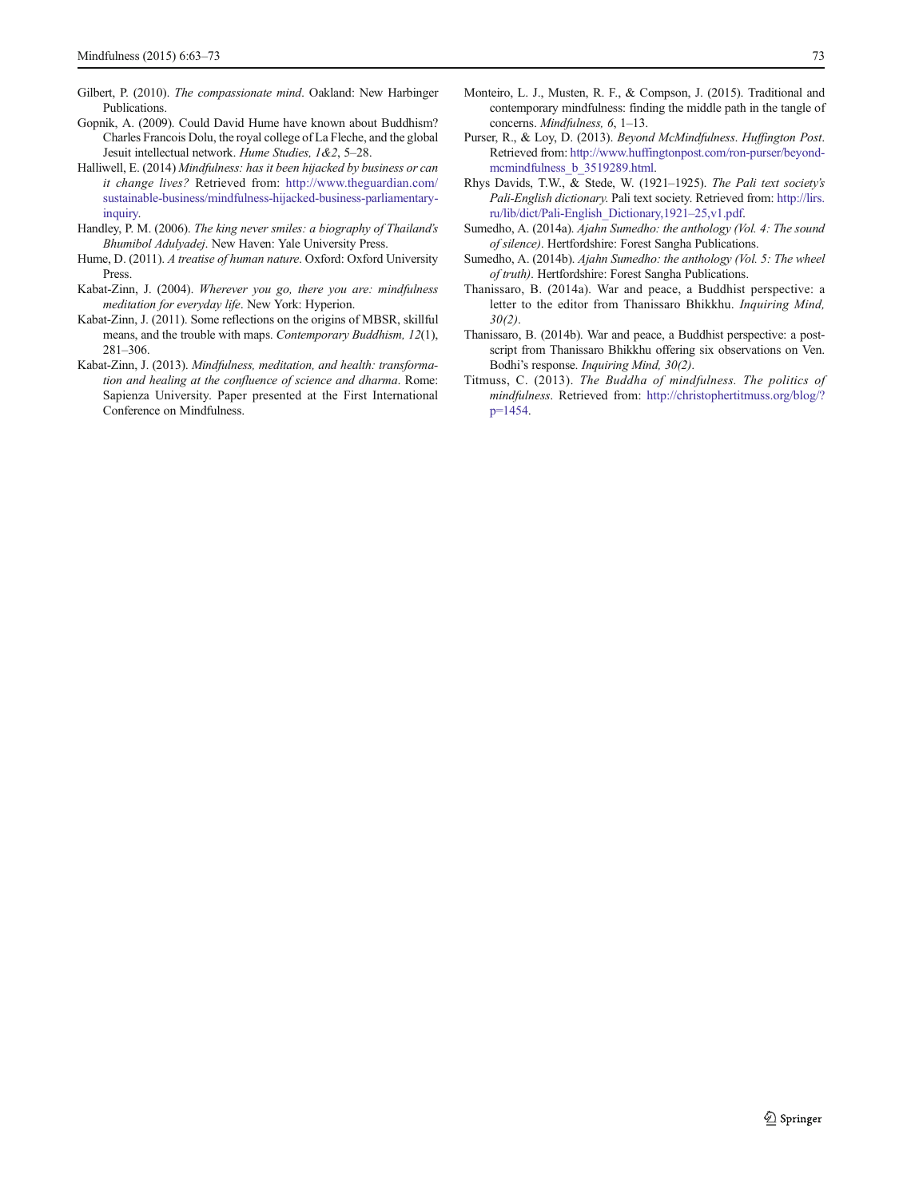Gilbert, P. (2010). *The compassionate mind*. Oakland: New Harbinger Publications.

Gopnik, A. (2009). Could David Hume have known about Buddhism? Charles Francois Dolu, the royal college of La Fleche, and the global Jesuit intellectual network. *Hume Studies, 1&2*, 5–28.

Halliwell, E. (2014) *Mindfulness: has it been hijacked by business or can it change lives?* Retrieved from: http://www.theguardian.com/sustainable-business/mindfulness-hijacked-business-parliamentary-inquiry.

Handley, P. M. (2006). *The king never smiles: a biography of Thailand's Bhumibol Adulyadej*. New Haven: Yale University Press.

Hume, D. (2011). *A treatise of human nature*. Oxford: Oxford University Press.

Kabat-Zinn, J. (2004). *Wherever you go, there you are: mindfulness meditation for everyday life*. New York: Hyperion.

Kabat-Zinn, J. (2011). Some reflections on the origins of MBSR, skillful means, and the trouble with maps. *Contemporary Buddhism, 12*(1), 281–306.

Kabat-Zinn, J. (2013). *Mindfulness, meditation, and health: transformation and healing at the confluence of science and dharma*. Rome: Sapienza University. Paper presented at the First International Conference on Mindfulness.

Monteiro, L. J., Musten, R. F., & Compson, J. (2015). Traditional and contemporary mindfulness: finding the middle path in the tangle of concerns. *Mindfulness, 6*, 1–13.

Purser, R., & Loy, D. (2013). *Beyond McMindfulness*. *Huffington Post*. Retrieved from: http://www.huffingtonpost.com/ron-purser/beyond-mcmindfulness_b_3519289.html.

Rhys Davids, T.W., & Stede, W. (1921–1925). *The Pali text society's Pali-English dictionary*. Pali text society. Retrieved from: http://lirs.ru/lib/dict/Pali-English_Dictionary,1921–25,v1.pdf.

Sumedho, A. (2014a). *Ajahn Sumedho: the anthology (Vol. 4: The sound of silence)*. Hertfordshire: Forest Sangha Publications.

Sumedho, A. (2014b). *Ajahn Sumedho: the anthology (Vol. 5: The wheel of truth)*. Hertfordshire: Forest Sangha Publications.

Thanissaro, B. (2014a). War and peace, a Buddhist perspective: a letter to the editor from Thanissaro Bhikkhu. *Inquiring Mind, 30(2)*.

Thanissaro, B. (2014b). War and peace, a Buddhist perspective: a post-script from Thanissaro Bhikkhu offering six observations on Ven. Bodhi's response. *Inquiring Mind, 30(2)*.

Titmuss, C. (2013). *The Buddha of mindfulness. The politics of mindfulness*. Retrieved from: http://christophertitmuss.org/blog/?p=1454.